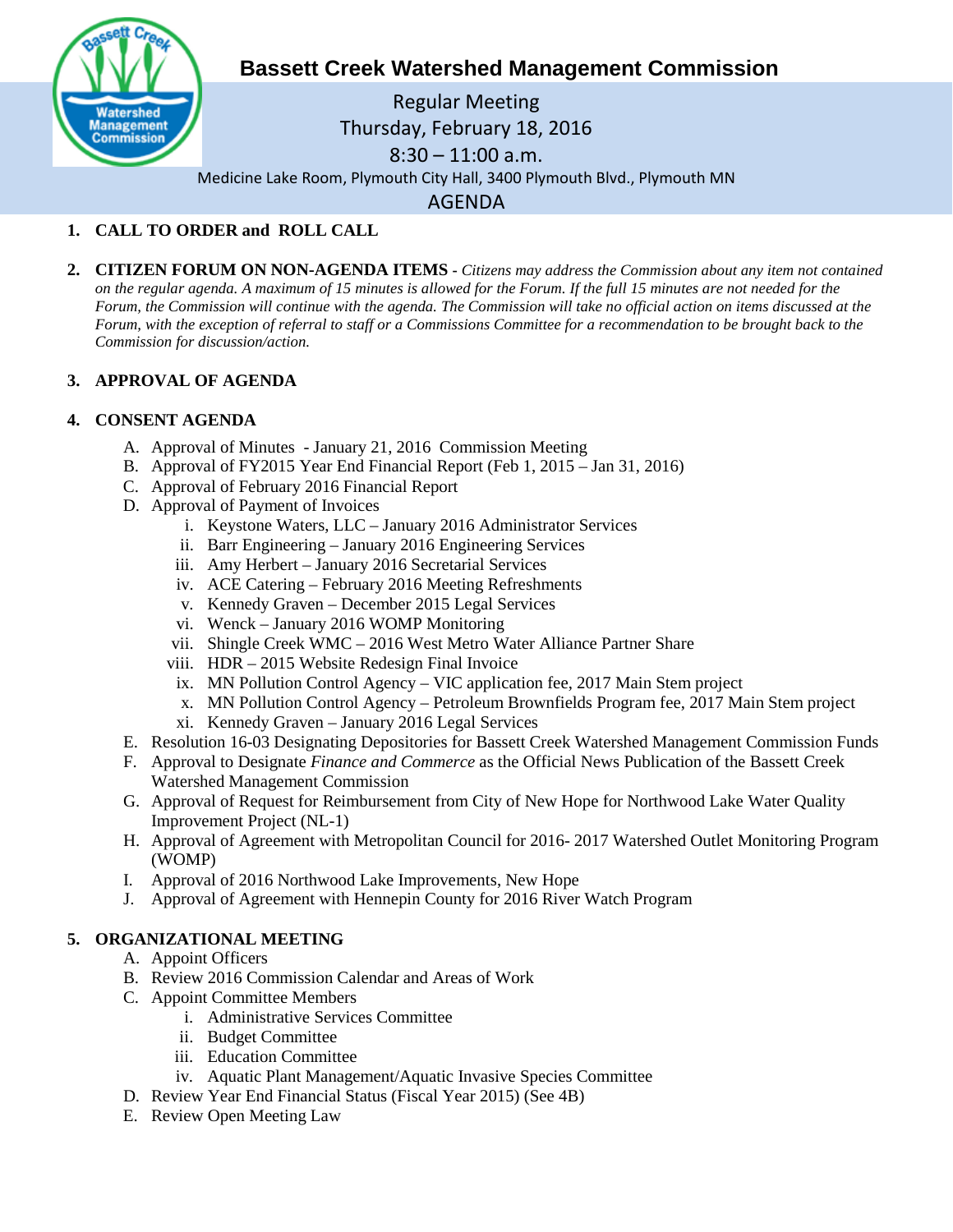# Bassett Creek Watershed Management Commission

Regular Meeting
Thursday, February 18, 2016
8:30 – 11:00 a.m.
Medicine Lake Room, Plymouth City Hall, 3400 Plymouth Blvd., Plymouth MN

## AGENDA

1. **CALL TO ORDER and ROLL CALL**

2. **CITIZEN FORUM ON NON-AGENDA ITEMS** - *Citizens may address the Commission about any item not contained on the regular agenda. A maximum of 15 minutes is allowed for the Forum. If the full 15 minutes are not needed for the Forum, the Commission will continue with the agenda. The Commission will take no official action on items discussed at the Forum, with the exception of referral to staff or a Commissions Committee for a recommendation to be brought back to the Commission for discussion/action.*

3. **APPROVAL OF AGENDA**

4. **CONSENT AGENDA**
   - A. Approval of Minutes - January 21, 2016 Commission Meeting
   - B. Approval of FY2015 Year End Financial Report (Feb 1, 2015 – Jan 31, 2016)
   - C. Approval of February 2016 Financial Report
   - D. Approval of Payment of Invoices
     - i. Keystone Waters, LLC – January 2016 Administrator Services
     - ii. Barr Engineering – January 2016 Engineering Services
     - iii. Amy Herbert – January 2016 Secretarial Services
     - iv. ACE Catering – February 2016 Meeting Refreshments
     - v. Kennedy Graven – December 2015 Legal Services
     - vi. Wenck – January 2016 WOMP Monitoring
     - vii. Shingle Creek WMC – 2016 West Metro Water Alliance Partner Share
     - viii. HDR – 2015 Website Redesign Final Invoice
     - ix. MN Pollution Control Agency – VIC application fee, 2017 Main Stem project
     - x. MN Pollution Control Agency – Petroleum Brownfields Program fee, 2017 Main Stem project
     - xi. Kennedy Graven – January 2016 Legal Services
   - E. Resolution 16-03 Designating Depositories for Bassett Creek Watershed Management Commission Funds
   - F. Approval to Designate *Finance and Commerce* as the Official News Publication of the Bassett Creek Watershed Management Commission
   - G. Approval of Request for Reimbursement from City of New Hope for Northwood Lake Water Quality Improvement Project (NL-1)
   - H. Approval of Agreement with Metropolitan Council for 2016- 2017 Watershed Outlet Monitoring Program (WOMP)
   - I. Approval of 2016 Northwood Lake Improvements, New Hope
   - J. Approval of Agreement with Hennepin County for 2016 River Watch Program

5. **ORGANIZATIONAL MEETING**
   - A. Appoint Officers
   - B. Review 2016 Commission Calendar and Areas of Work
   - C. Appoint Committee Members
     - i. Administrative Services Committee
     - ii. Budget Committee
     - iii. Education Committee
     - iv. Aquatic Plant Management/Aquatic Invasive Species Committee
   - D. Review Year End Financial Status (Fiscal Year 2015) (See 4B)
   - E. Review Open Meeting Law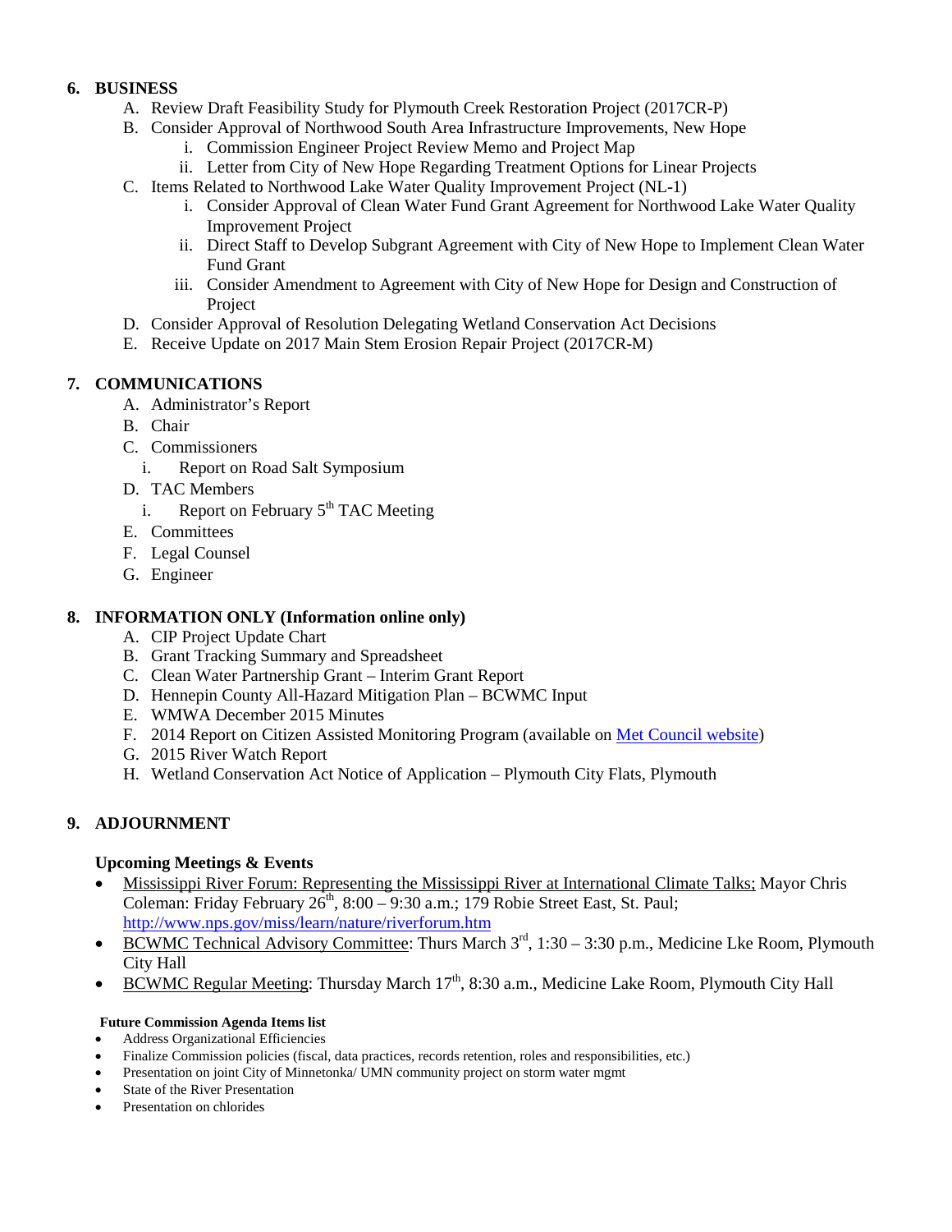## 6. BUSINESS

A. Review Draft Feasibility Study for Plymouth Creek Restoration Project (2017CR-P)

B. Consider Approval of Northwood South Area Infrastructure Improvements, New Hope
   - i. Commission Engineer Project Review Memo and Project Map
   - ii. Letter from City of New Hope Regarding Treatment Options for Linear Projects

C. Items Related to Northwood Lake Water Quality Improvement Project (NL-1)
   - i. Consider Approval of Clean Water Fund Grant Agreement for Northwood Lake Water Quality Improvement Project
   - ii. Direct Staff to Develop Subgrant Agreement with City of New Hope to Implement Clean Water Fund Grant
   - iii. Consider Amendment to Agreement with City of New Hope for Design and Construction of Project

D. Consider Approval of Resolution Delegating Wetland Conservation Act Decisions

E. Receive Update on 2017 Main Stem Erosion Repair Project (2017CR-M)

## 7. COMMUNICATIONS

A. Administrator's Report

B. Chair

C. Commissioners
   - i. Report on Road Salt Symposium

D. TAC Members
   - i. Report on February 5th TAC Meeting

E. Committees

F. Legal Counsel

G. Engineer

## 8. INFORMATION ONLY (Information online only)

A. CIP Project Update Chart

B. Grant Tracking Summary and Spreadsheet

C. Clean Water Partnership Grant – Interim Grant Report

D. Hennepin County All-Hazard Mitigation Plan – BCWMC Input

E. WMWA December 2015 Minutes

F. 2014 Report on Citizen Assisted Monitoring Program (available on Met Council website)

G. 2015 River Watch Report

H. Wetland Conservation Act Notice of Application – Plymouth City Flats, Plymouth

## 9. ADJOURNMENT

### Upcoming Meetings & Events

- Mississippi River Forum: Representing the Mississippi River at International Climate Talks; Mayor Chris Coleman: Friday February 26th, 8:00 – 9:30 a.m.; 179 Robie Street East, St. Paul; http://www.nps.gov/miss/learn/nature/riverforum.htm
- BCWMC Technical Advisory Committee: Thurs March 3rd, 1:30 – 3:30 p.m., Medicine Lke Room, Plymouth City Hall
- BCWMC Regular Meeting: Thursday March 17th, 8:30 a.m., Medicine Lake Room, Plymouth City Hall

**Future Commission Agenda Items list**

- Address Organizational Efficiencies
- Finalize Commission policies (fiscal, data practices, records retention, roles and responsibilities, etc.)
- Presentation on joint City of Minnetonka/ UMN community project on storm water mgmt
- State of the River Presentation
- Presentation on chlorides